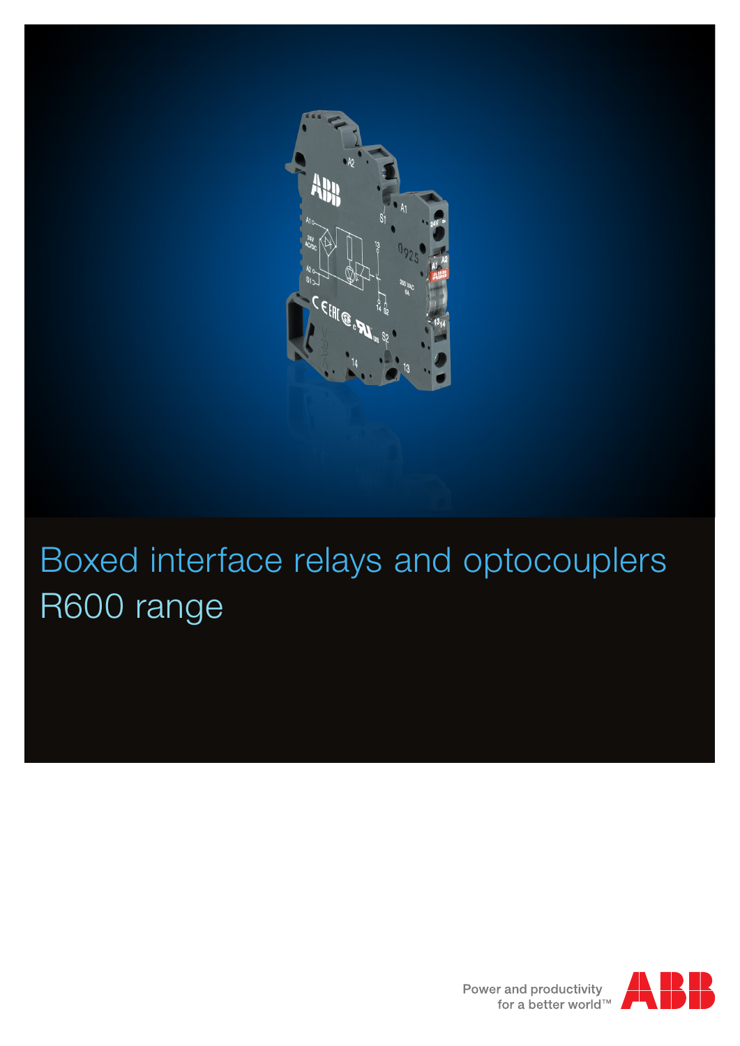# Boxed interface relays and optocouplers R600 range

Power and productivity for a better world™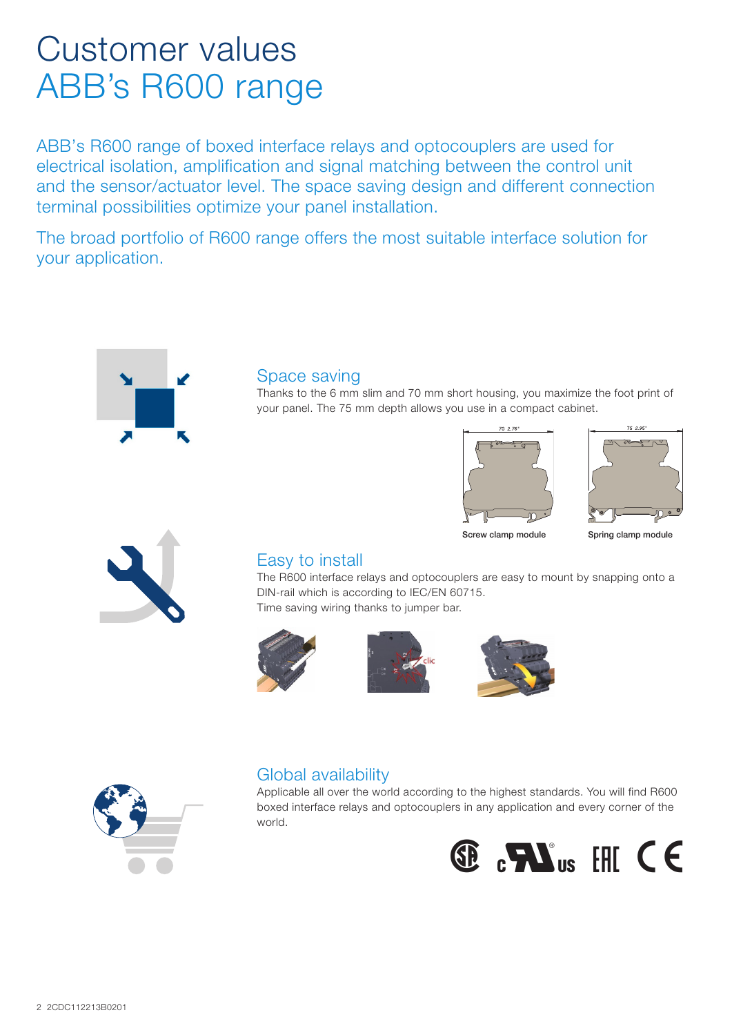# Customer values
## ABB's R600 range

ABB's R600 range of boxed interface relays and optocouplers are used for electrical isolation, amplification and signal matching between the control unit and the sensor/actuator level. The space saving design and different connection terminal possibilities optimize your panel installation.

The broad portfolio of R600 range offers the most suitable interface solution for your application.

### Space saving

Thanks to the 6 mm slim and 70 mm short housing, you maximize the foot print of your panel. The 75 mm depth allows you use in a compact cabinet.

Screw clamp module

Spring clamp module

### Easy to install

The R600 interface relays and optocouplers are easy to mount by snapping onto a DIN-rail which is according to IEC/EN 60715.
Time saving wiring thanks to jumper bar.

### Global availability

Applicable all over the world according to the highest standards. You will find R600 boxed interface relays and optocouplers in any application and every corner of the world.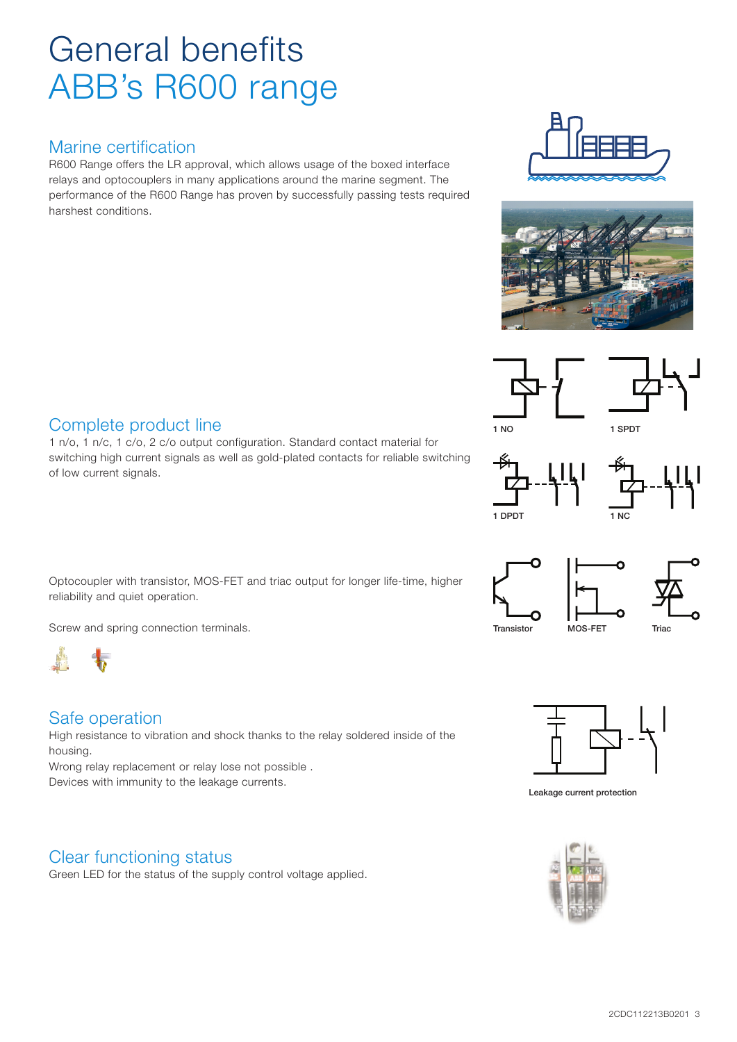# General benefits
# ABB's R600 range

## Marine certification

R600 Range offers the LR approval, which allows usage of the boxed interface relays and optocouplers in many applications around the marine segment. The performance of the R600 Range has proven by successfully passing tests required harshest conditions.

## Complete product line

1 n/o, 1 n/c, 1 c/o, 2 c/o output configuration. Standard contact material for switching high current signals as well as gold-plated contacts for reliable switching of low current signals.

1 NO

1 SPDT

1 DPDT

1 NC

Optocoupler with transistor, MOS-FET and triac output for longer life-time, higher reliability and quiet operation.

Transistor

MOS-FET

Triac

Screw and spring connection terminals.

## Safe operation

High resistance to vibration and shock thanks to the relay soldered inside of the housing.
Wrong relay replacement or relay lose not possible .
Devices with immunity to the leakage currents.

Leakage current protection

## Clear functioning status

Green LED for the status of the supply control voltage applied.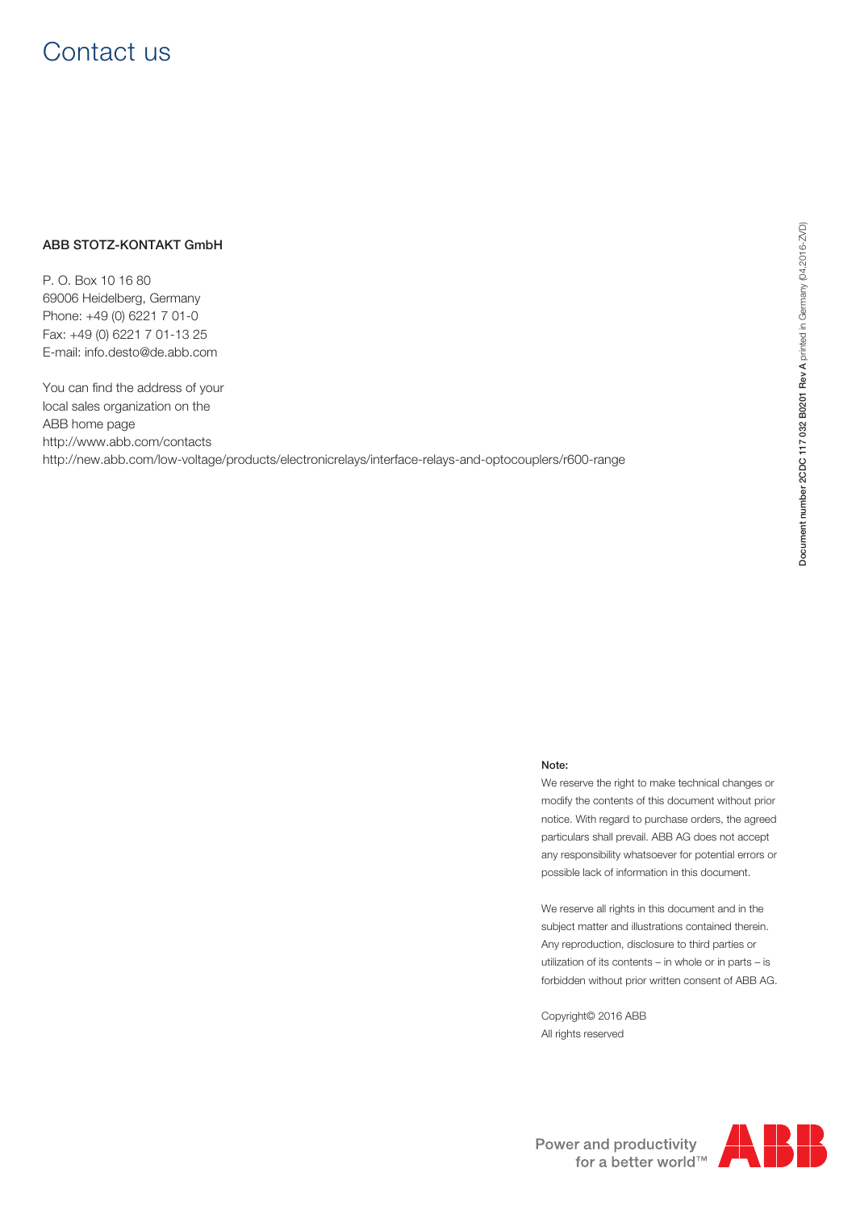# Contact us

**ABB STOTZ-KONTAKT GmbH**

P. O. Box 10 16 80
69006 Heidelberg, Germany
Phone: +49 (0) 6221 7 01-0
Fax: +49 (0) 6221 7 01-13 25
E-mail: info.desto@de.abb.com

You can find the address of your local sales organization on the ABB home page
http://www.abb.com/contacts
http://new.abb.com/low-voltage/products/electronicrelays/interface-relays-and-optocouplers/r600-range

**Document number 2CDC 117 032 B0201 Rev A** printed in Germany (04.2016-ZVD)

**Note:**
We reserve the right to make technical changes or modify the contents of this document without prior notice. With regard to purchase orders, the agreed particulars shall prevail. ABB AG does not accept any responsibility whatsoever for potential errors or possible lack of information in this document.

We reserve all rights in this document and in the subject matter and illustrations contained therein. Any reproduction, disclosure to third parties or utilization of its contents – in whole or in parts – is forbidden without prior written consent of ABB AG.

Copyright© 2016 ABB
All rights reserved

Power and productivity
for a better world™